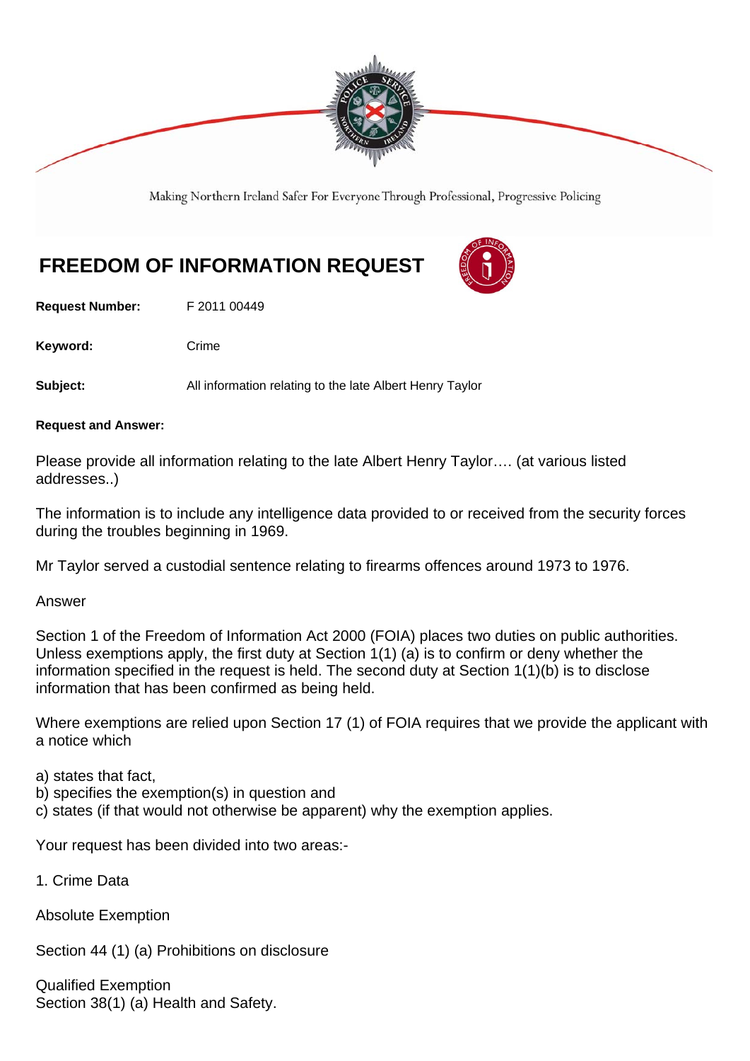Making Northern Ireland Safer For Everyone Through Professional, Progressive Policing

# FREEDOM OF INFORMATION REQUEST

**Request Number:** F 2011 00449

**Keyword:** Crime

**Subject:** All information relating to the late Albert Henry Taylor

**Request and Answer:**

Please provide all information relating to the late Albert Henry Taylor…. (at various listed addresses..)

The information is to include any intelligence data provided to or received from the security forces during the troubles beginning in 1969.

Mr Taylor served a custodial sentence relating to firearms offences around 1973 to 1976.

Answer

Section 1 of the Freedom of Information Act 2000 (FOIA) places two duties on public authorities. Unless exemptions apply, the first duty at Section 1(1) (a) is to confirm or deny whether the information specified in the request is held. The second duty at Section 1(1)(b) is to disclose information that has been confirmed as being held.

Where exemptions are relied upon Section 17 (1) of FOIA requires that we provide the applicant with a notice which

a) states that fact,
b) specifies the exemption(s) in question and
c) states (if that would not otherwise be apparent) why the exemption applies.

Your request has been divided into two areas:-

1. Crime Data

Absolute Exemption

Section 44 (1) (a) Prohibitions on disclosure

Qualified Exemption
Section 38(1) (a) Health and Safety.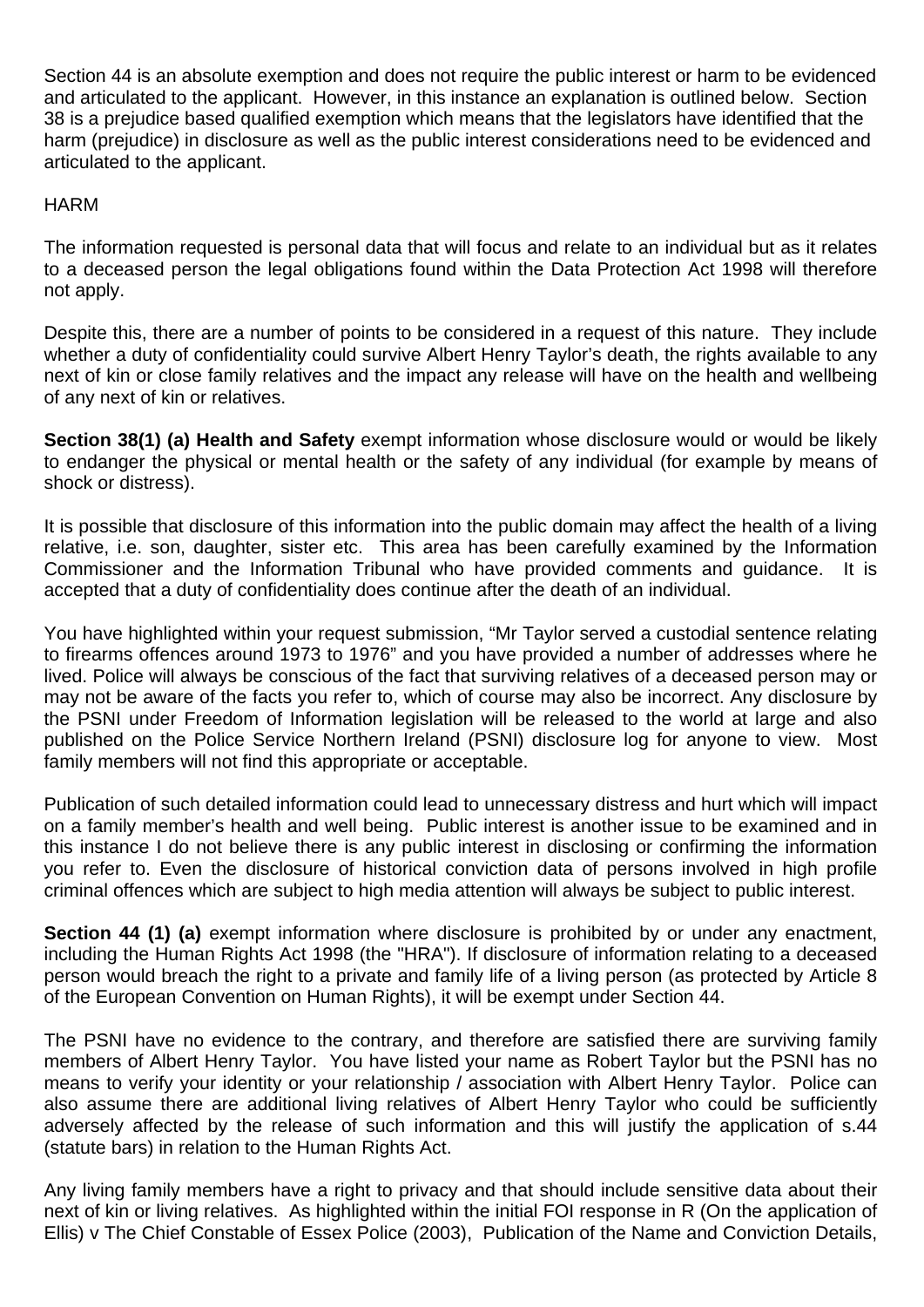Section 44 is an absolute exemption and does not require the public interest or harm to be evidenced and articulated to the applicant. However, in this instance an explanation is outlined below. Section 38 is a prejudice based qualified exemption which means that the legislators have identified that the harm (prejudice) in disclosure as well as the public interest considerations need to be evidenced and articulated to the applicant.

HARM

The information requested is personal data that will focus and relate to an individual but as it relates to a deceased person the legal obligations found within the Data Protection Act 1998 will therefore not apply.

Despite this, there are a number of points to be considered in a request of this nature. They include whether a duty of confidentiality could survive Albert Henry Taylor's death, the rights available to any next of kin or close family relatives and the impact any release will have on the health and wellbeing of any next of kin or relatives.

**Section 38(1) (a) Health and Safety** exempt information whose disclosure would or would be likely to endanger the physical or mental health or the safety of any individual (for example by means of shock or distress).

It is possible that disclosure of this information into the public domain may affect the health of a living relative, i.e. son, daughter, sister etc. This area has been carefully examined by the Information Commissioner and the Information Tribunal who have provided comments and guidance. It is accepted that a duty of confidentiality does continue after the death of an individual.

You have highlighted within your request submission, "Mr Taylor served a custodial sentence relating to firearms offences around 1973 to 1976" and you have provided a number of addresses where he lived. Police will always be conscious of the fact that surviving relatives of a deceased person may or may not be aware of the facts you refer to, which of course may also be incorrect. Any disclosure by the PSNI under Freedom of Information legislation will be released to the world at large and also published on the Police Service Northern Ireland (PSNI) disclosure log for anyone to view. Most family members will not find this appropriate or acceptable.

Publication of such detailed information could lead to unnecessary distress and hurt which will impact on a family member's health and well being. Public interest is another issue to be examined and in this instance I do not believe there is any public interest in disclosing or confirming the information you refer to. Even the disclosure of historical conviction data of persons involved in high profile criminal offences which are subject to high media attention will always be subject to public interest.

**Section 44 (1) (a)** exempt information where disclosure is prohibited by or under any enactment, including the Human Rights Act 1998 (the "HRA"). If disclosure of information relating to a deceased person would breach the right to a private and family life of a living person (as protected by Article 8 of the European Convention on Human Rights), it will be exempt under Section 44.

The PSNI have no evidence to the contrary, and therefore are satisfied there are surviving family members of Albert Henry Taylor. You have listed your name as Robert Taylor but the PSNI has no means to verify your identity or your relationship / association with Albert Henry Taylor. Police can also assume there are additional living relatives of Albert Henry Taylor who could be sufficiently adversely affected by the release of such information and this will justify the application of s.44 (statute bars) in relation to the Human Rights Act.

Any living family members have a right to privacy and that should include sensitive data about their next of kin or living relatives. As highlighted within the initial FOI response in R (On the application of Ellis) v The Chief Constable of Essex Police (2003), Publication of the Name and Conviction Details,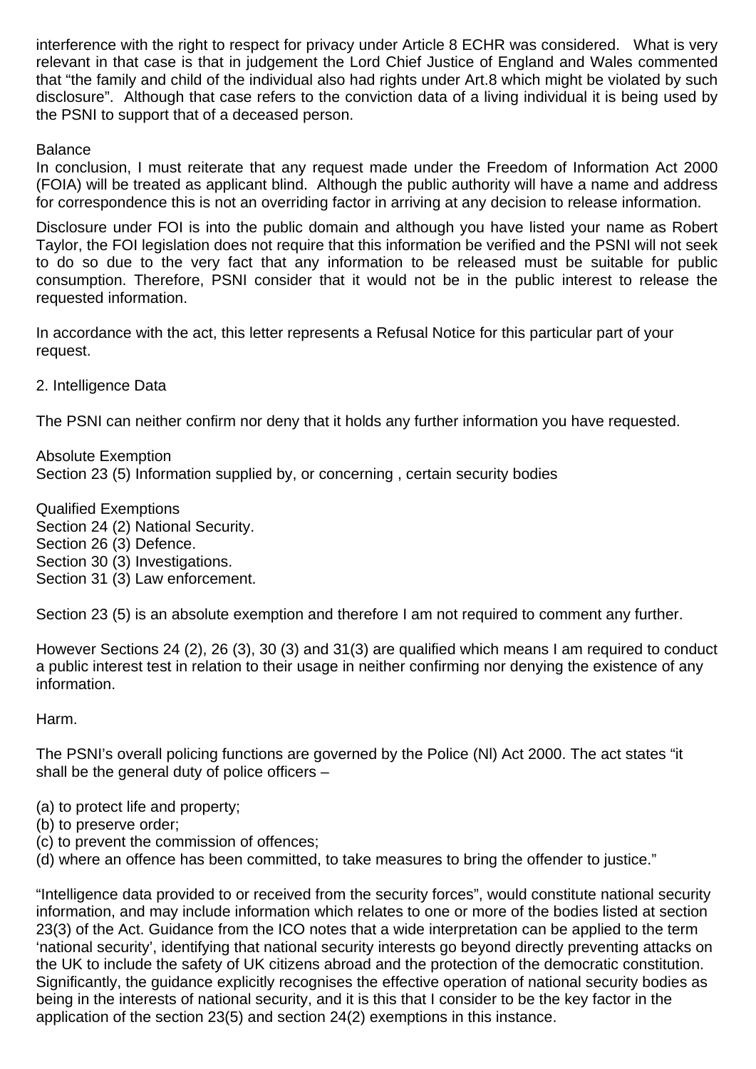interference with the right to respect for privacy under Article 8 ECHR was considered. What is very relevant in that case is that in judgement the Lord Chief Justice of England and Wales commented that "the family and child of the individual also had rights under Art.8 which might be violated by such disclosure". Although that case refers to the conviction data of a living individual it is being used by the PSNI to support that of a deceased person.

Balance

In conclusion, I must reiterate that any request made under the Freedom of Information Act 2000 (FOIA) will be treated as applicant blind. Although the public authority will have a name and address for correspondence this is not an overriding factor in arriving at any decision to release information.

Disclosure under FOI is into the public domain and although you have listed your name as Robert Taylor, the FOI legislation does not require that this information be verified and the PSNI will not seek to do so due to the very fact that any information to be released must be suitable for public consumption. Therefore, PSNI consider that it would not be in the public interest to release the requested information.

In accordance with the act, this letter represents a Refusal Notice for this particular part of your request.

2. Intelligence Data

The PSNI can neither confirm nor deny that it holds any further information you have requested.

Absolute Exemption
Section 23 (5) Information supplied by, or concerning , certain security bodies

Qualified Exemptions
Section 24 (2) National Security.
Section 26 (3) Defence.
Section 30 (3) Investigations.
Section 31 (3) Law enforcement.

Section 23 (5) is an absolute exemption and therefore I am not required to comment any further.

However Sections 24 (2), 26 (3), 30 (3) and 31(3) are qualified which means I am required to conduct a public interest test in relation to their usage in neither confirming nor denying the existence of any information.

Harm.

The PSNI's overall policing functions are governed by the Police (NI) Act 2000. The act states "it shall be the general duty of police officers –

(a) to protect life and property;
(b) to preserve order;
(c) to prevent the commission of offences;
(d) where an offence has been committed, to take measures to bring the offender to justice."

"Intelligence data provided to or received from the security forces", would constitute national security information, and may include information which relates to one or more of the bodies listed at section 23(3) of the Act. Guidance from the ICO notes that a wide interpretation can be applied to the term 'national security', identifying that national security interests go beyond directly preventing attacks on the UK to include the safety of UK citizens abroad and the protection of the democratic constitution. Significantly, the guidance explicitly recognises the effective operation of national security bodies as being in the interests of national security, and it is this that I consider to be the key factor in the application of the section 23(5) and section 24(2) exemptions in this instance.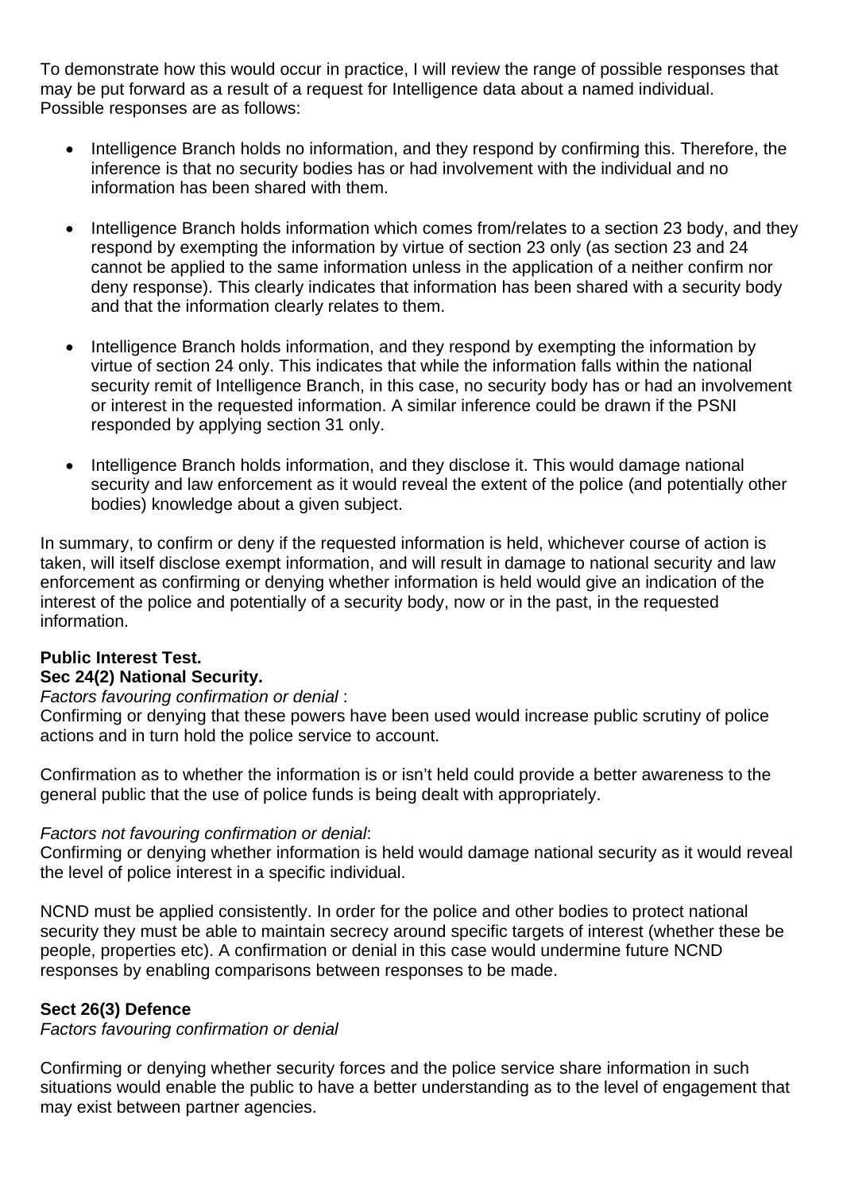To demonstrate how this would occur in practice, I will review the range of possible responses that may be put forward as a result of a request for Intelligence data about a named individual. Possible responses are as follows:

- Intelligence Branch holds no information, and they respond by confirming this. Therefore, the inference is that no security bodies has or had involvement with the individual and no information has been shared with them.

- Intelligence Branch holds information which comes from/relates to a section 23 body, and they respond by exempting the information by virtue of section 23 only (as section 23 and 24 cannot be applied to the same information unless in the application of a neither confirm nor deny response). This clearly indicates that information has been shared with a security body and that the information clearly relates to them.

- Intelligence Branch holds information, and they respond by exempting the information by virtue of section 24 only. This indicates that while the information falls within the national security remit of Intelligence Branch, in this case, no security body has or had an involvement or interest in the requested information. A similar inference could be drawn if the PSNI responded by applying section 31 only.

- Intelligence Branch holds information, and they disclose it. This would damage national security and law enforcement as it would reveal the extent of the police (and potentially other bodies) knowledge about a given subject.

In summary, to confirm or deny if the requested information is held, whichever course of action is taken, will itself disclose exempt information, and will result in damage to national security and law enforcement as confirming or denying whether information is held would give an indication of the interest of the police and potentially of a security body, now or in the past, in the requested information.

**Public Interest Test.**
**Sec 24(2) National Security.**

*Factors favouring confirmation or denial* :
Confirming or denying that these powers have been used would increase public scrutiny of police actions and in turn hold the police service to account.

Confirmation as to whether the information is or isn't held could provide a better awareness to the general public that the use of police funds is being dealt with appropriately.

*Factors not favouring confirmation or denial*:
Confirming or denying whether information is held would damage national security as it would reveal the level of police interest in a specific individual.

NCND must be applied consistently. In order for the police and other bodies to protect national security they must be able to maintain secrecy around specific targets of interest (whether these be people, properties etc). A confirmation or denial in this case would undermine future NCND responses by enabling comparisons between responses to be made.

**Sect 26(3) Defence**

*Factors favouring confirmation or denial*

Confirming or denying whether security forces and the police service share information in such situations would enable the public to have a better understanding as to the level of engagement that may exist between partner agencies.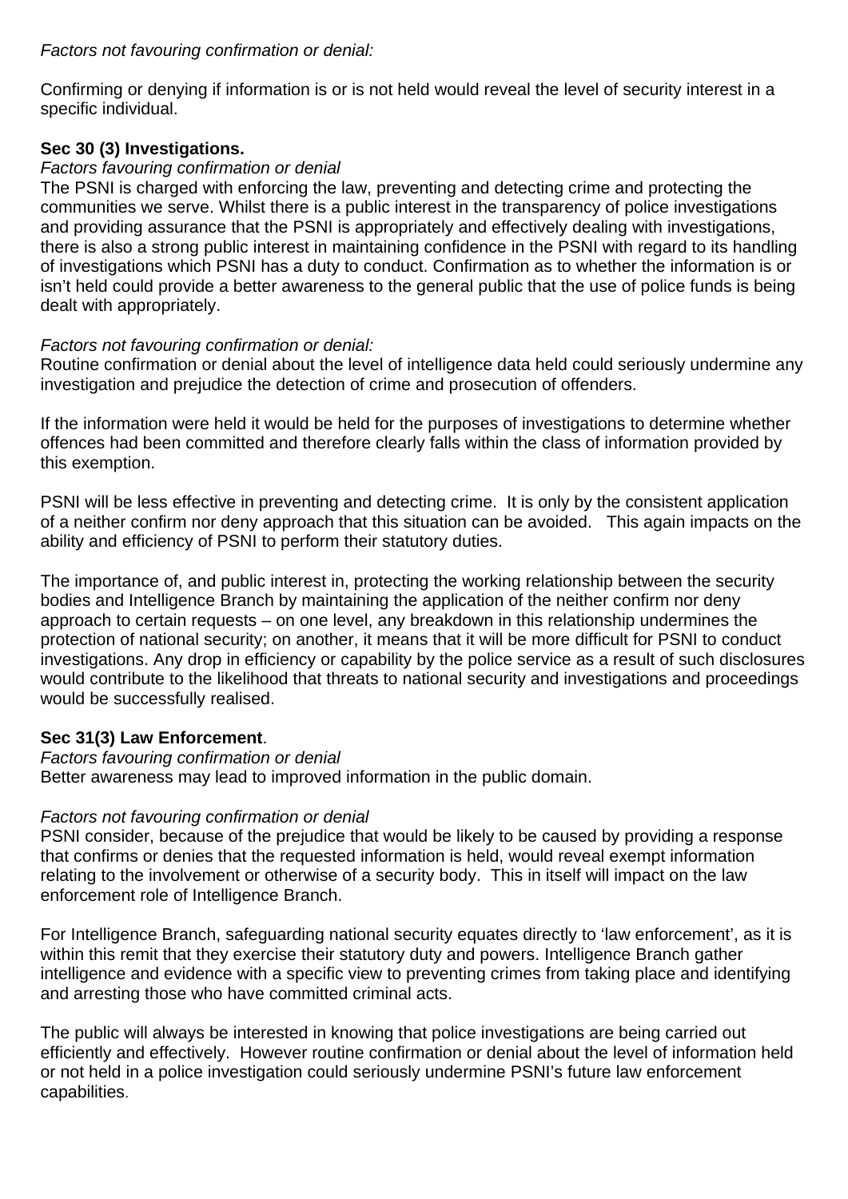*Factors not favouring confirmation or denial:*

Confirming or denying if information is or is not held would reveal the level of security interest in a specific individual.

**Sec 30 (3) Investigations.**

*Factors favouring confirmation or denial*

The PSNI is charged with enforcing the law, preventing and detecting crime and protecting the communities we serve. Whilst there is a public interest in the transparency of police investigations and providing assurance that the PSNI is appropriately and effectively dealing with investigations, there is also a strong public interest in maintaining confidence in the PSNI with regard to its handling of investigations which PSNI has a duty to conduct. Confirmation as to whether the information is or isn't held could provide a better awareness to the general public that the use of police funds is being dealt with appropriately.

*Factors not favouring confirmation or denial:*

Routine confirmation or denial about the level of intelligence data held could seriously undermine any investigation and prejudice the detection of crime and prosecution of offenders.

If the information were held it would be held for the purposes of investigations to determine whether offences had been committed and therefore clearly falls within the class of information provided by this exemption.

PSNI will be less effective in preventing and detecting crime. It is only by the consistent application of a neither confirm nor deny approach that this situation can be avoided. This again impacts on the ability and efficiency of PSNI to perform their statutory duties.

The importance of, and public interest in, protecting the working relationship between the security bodies and Intelligence Branch by maintaining the application of the neither confirm nor deny approach to certain requests – on one level, any breakdown in this relationship undermines the protection of national security; on another, it means that it will be more difficult for PSNI to conduct investigations. Any drop in efficiency or capability by the police service as a result of such disclosures would contribute to the likelihood that threats to national security and investigations and proceedings would be successfully realised.

**Sec 31(3) Law Enforcement**.

*Factors favouring confirmation or denial*

Better awareness may lead to improved information in the public domain.

*Factors not favouring confirmation or denial*

PSNI consider, because of the prejudice that would be likely to be caused by providing a response that confirms or denies that the requested information is held, would reveal exempt information relating to the involvement or otherwise of a security body. This in itself will impact on the law enforcement role of Intelligence Branch.

For Intelligence Branch, safeguarding national security equates directly to 'law enforcement', as it is within this remit that they exercise their statutory duty and powers. Intelligence Branch gather intelligence and evidence with a specific view to preventing crimes from taking place and identifying and arresting those who have committed criminal acts.

The public will always be interested in knowing that police investigations are being carried out efficiently and effectively. However routine confirmation or denial about the level of information held or not held in a police investigation could seriously undermine PSNI's future law enforcement capabilities.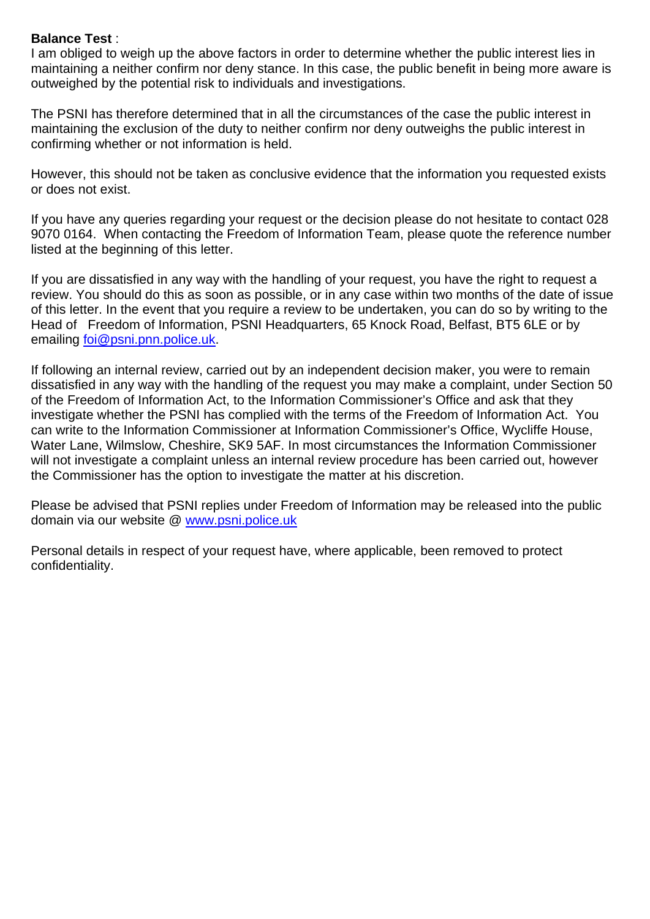**Balance Test** :
I am obliged to weigh up the above factors in order to determine whether the public interest lies in maintaining a neither confirm nor deny stance. In this case, the public benefit in being more aware is outweighed by the potential risk to individuals and investigations.

The PSNI has therefore determined that in all the circumstances of the case the public interest in maintaining the exclusion of the duty to neither confirm nor deny outweighs the public interest in confirming whether or not information is held.

However, this should not be taken as conclusive evidence that the information you requested exists or does not exist.

If you have any queries regarding your request or the decision please do not hesitate to contact 028 9070 0164. When contacting the Freedom of Information Team, please quote the reference number listed at the beginning of this letter.

If you are dissatisfied in any way with the handling of your request, you have the right to request a review. You should do this as soon as possible, or in any case within two months of the date of issue of this letter. In the event that you require a review to be undertaken, you can do so by writing to the Head of Freedom of Information, PSNI Headquarters, 65 Knock Road, Belfast, BT5 6LE or by emailing foi@psni.pnn.police.uk.

If following an internal review, carried out by an independent decision maker, you were to remain dissatisfied in any way with the handling of the request you may make a complaint, under Section 50 of the Freedom of Information Act, to the Information Commissioner's Office and ask that they investigate whether the PSNI has complied with the terms of the Freedom of Information Act. You can write to the Information Commissioner at Information Commissioner's Office, Wycliffe House, Water Lane, Wilmslow, Cheshire, SK9 5AF. In most circumstances the Information Commissioner will not investigate a complaint unless an internal review procedure has been carried out, however the Commissioner has the option to investigate the matter at his discretion.

Please be advised that PSNI replies under Freedom of Information may be released into the public domain via our website @ www.psni.police.uk

Personal details in respect of your request have, where applicable, been removed to protect confidentiality.